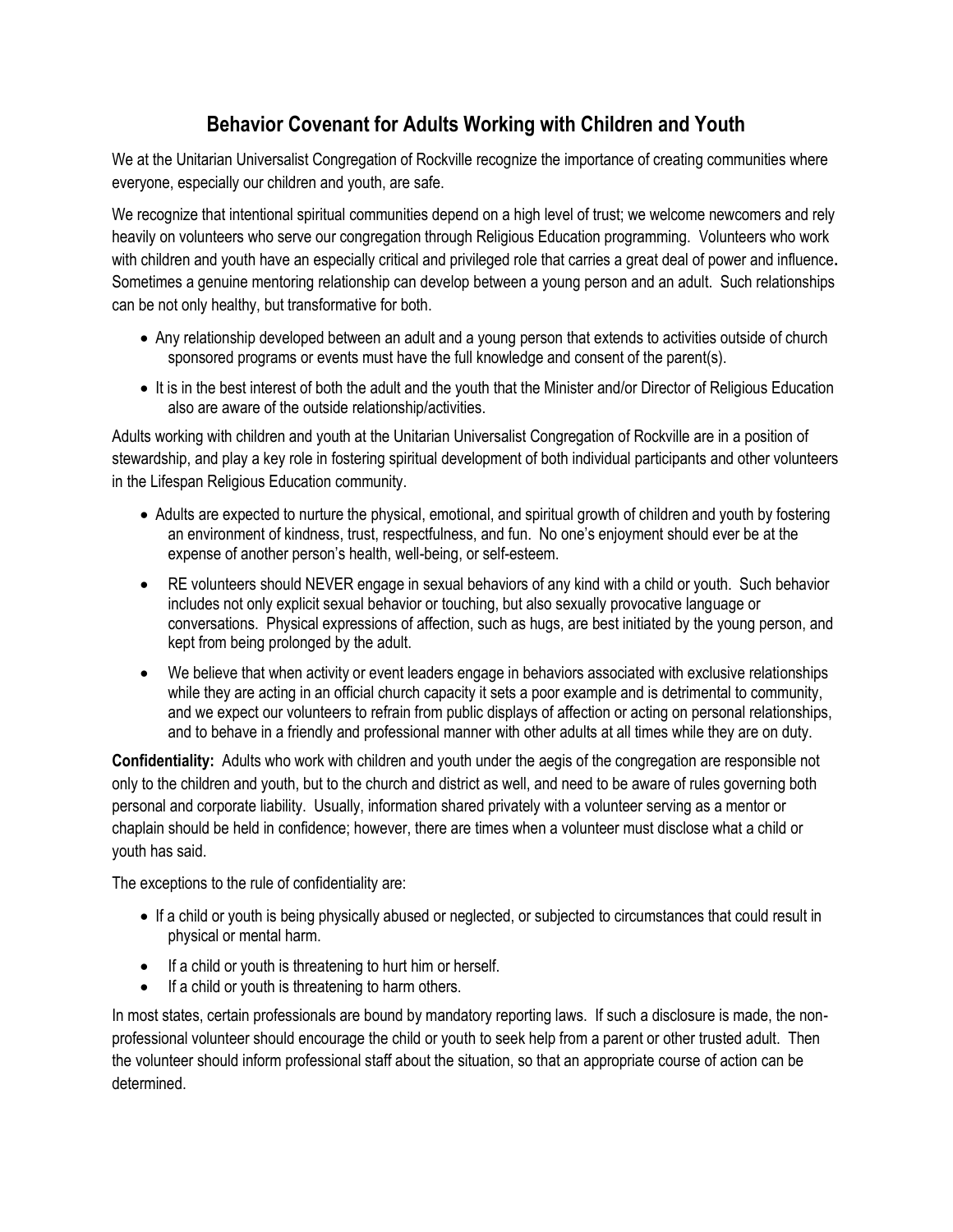# Behavior Covenant for Adults Working with Children and Youth

We at the Unitarian Universalist Congregation of Rockville recognize the importance of creating communities where everyone, especially our children and youth, are safe.

We recognize that intentional spiritual communities depend on a high level of trust; we welcome newcomers and rely heavily on volunteers who serve our congregation through Religious Education programming. Volunteers who work with children and youth have an especially critical and privileged role that carries a great deal of power and influence**.** Sometimes a genuine mentoring relationship can develop between a young person and an adult. Such relationships can be not only healthy, but transformative for both.

- Any relationship developed between an adult and a young person that extends to activities outside of church sponsored programs or events must have the full knowledge and consent of the parent(s).
- It is in the best interest of both the adult and the youth that the Minister and/or Director of Religious Education also are aware of the outside relationship/activities.

Adults working with children and youth at the Unitarian Universalist Congregation of Rockville are in a position of stewardship, and play a key role in fostering spiritual development of both individual participants and other volunteers in the Lifespan Religious Education community.

- Adults are expected to nurture the physical, emotional, and spiritual growth of children and youth by fostering an environment of kindness, trust, respectfulness, and fun. No one's enjoyment should ever be at the expense of another person's health, well-being, or self-esteem.
- RE volunteers should NEVER engage in sexual behaviors of any kind with a child or youth. Such behavior includes not only explicit sexual behavior or touching, but also sexually provocative language or conversations. Physical expressions of affection, such as hugs, are best initiated by the young person, and kept from being prolonged by the adult.
- We believe that when activity or event leaders engage in behaviors associated with exclusive relationships while they are acting in an official church capacity it sets a poor example and is detrimental to community, and we expect our volunteers to refrain from public displays of affection or acting on personal relationships, and to behave in a friendly and professional manner with other adults at all times while they are on duty.

**Confidentiality:** Adults who work with children and youth under the aegis of the congregation are responsible not only to the children and youth, but to the church and district as well, and need to be aware of rules governing both personal and corporate liability. Usually, information shared privately with a volunteer serving as a mentor or chaplain should be held in confidence; however, there are times when a volunteer must disclose what a child or youth has said.

The exceptions to the rule of confidentiality are:

- If a child or youth is being physically abused or neglected, or subjected to circumstances that could result in physical or mental harm.
- If a child or youth is threatening to hurt him or herself.
- If a child or youth is threatening to harm others.

In most states, certain professionals are bound by mandatory reporting laws. If such a disclosure is made, the non-professional volunteer should encourage the child or youth to seek help from a parent or other trusted adult. Then the volunteer should inform professional staff about the situation, so that an appropriate course of action can be determined.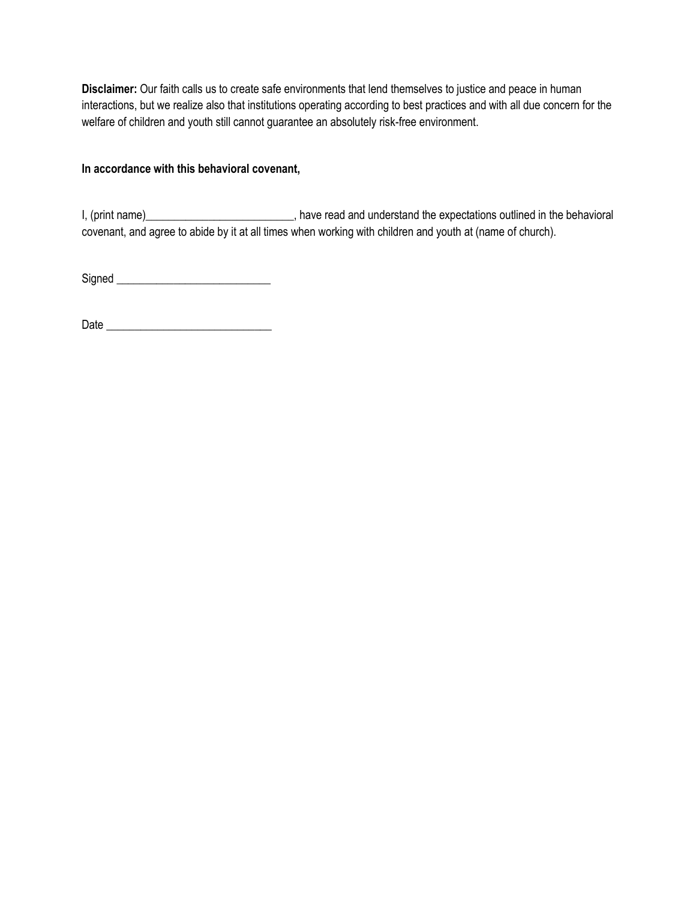**Disclaimer:** Our faith calls us to create safe environments that lend themselves to justice and peace in human interactions, but we realize also that institutions operating according to best practices and with all due concern for the welfare of children and youth still cannot guarantee an absolutely risk-free environment.

**In accordance with this behavioral covenant,**

I, (print name)__________________________, have read and understand the expectations outlined in the behavioral covenant, and agree to abide by it at all times when working with children and youth at (name of church).

Signed ___________________________

Date _____________________________